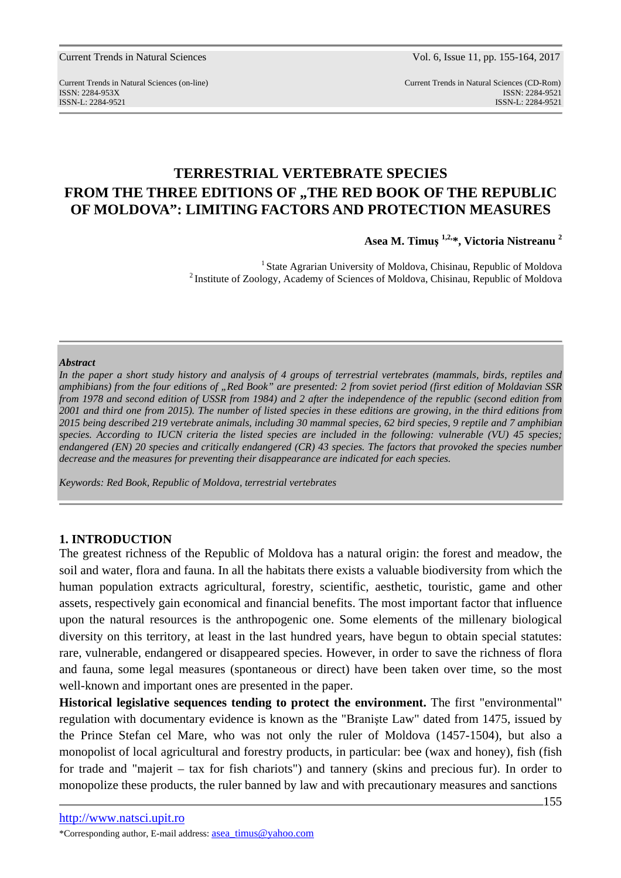# TERRESTRIAL VERTEBRATE SPECIES FROM THE THREE EDITIONS OF „THE RED BOOK OF THE REPUBLIC OF MOLDOVA": LIMITING FACTORS AND PROTECTION MEASURES

**Asea M. Timuş [1,2,]*, Victoria Nistreanu [2]**

[1] State Agrarian University of Moldova, Chisinau, Republic of Moldova
[2] Institute of Zoology, Academy of Sciences of Moldova, Chisinau, Republic of Moldova

***Abstract***

*In the paper a short study history and analysis of 4 groups of terrestrial vertebrates (mammals, birds, reptiles and amphibians) from the four editions of „Red Book" are presented: 2 from soviet period (first edition of Moldavian SSR from 1978 and second edition of USSR from 1984) and 2 after the independence of the republic (second edition from 2001 and third one from 2015). The number of listed species in these editions are growing, in the third editions from 2015 being described 219 vertebrate animals, including 30 mammal species, 62 bird species, 9 reptile and 7 amphibian species. According to IUCN criteria the listed species are included in the following: vulnerable (VU) 45 species; endangered (EN) 20 species and critically endangered (CR) 43 species. The factors that provoked the species number decrease and the measures for preventing their disappearance are indicated for each species.*

*Keywords: Red Book, Republic of Moldova, terrestrial vertebrates*

## 1. INTRODUCTION

The greatest richness of the Republic of Moldova has a natural origin: the forest and meadow, the soil and water, flora and fauna. In all the habitats there exists a valuable biodiversity from which the human population extracts agricultural, forestry, scientific, aesthetic, touristic, game and other assets, respectively gain economical and financial benefits. The most important factor that influence upon the natural resources is the anthropogenic one. Some elements of the millenary biological diversity on this territory, at least in the last hundred years, have begun to obtain special statutes: rare, vulnerable, endangered or disappeared species. However, in order to save the richness of flora and fauna, some legal measures (spontaneous or direct) have been taken over time, so the most well-known and important ones are presented in the paper.

**Historical legislative sequences tending to protect the environment.** The first "environmental" regulation with documentary evidence is known as the "Branişte Law" dated from 1475, issued by the Prince Stefan cel Mare, who was not only the ruler of Moldova (1457-1504), but also a monopolist of local agricultural and forestry products, in particular: bee (wax and honey), fish (fish for trade and "majerit – tax for fish chariots") and tannery (skins and precious fur). In order to monopolize these products, the ruler banned by law and with precautionary measures and sanctions

*Corresponding author, E-mail address: asea_timus@yahoo.com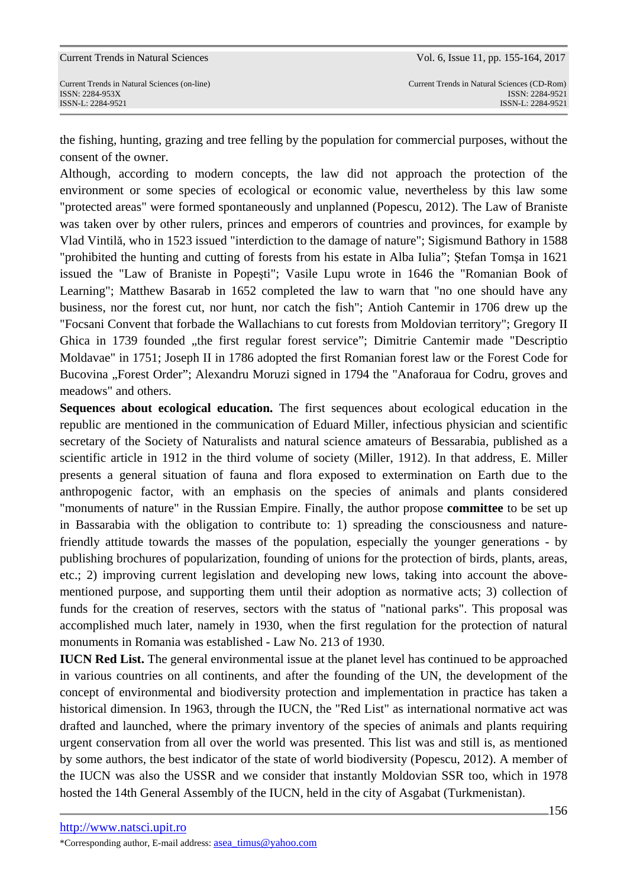the fishing, hunting, grazing and tree felling by the population for commercial purposes, without the consent of the owner.

Although, according to modern concepts, the law did not approach the protection of the environment or some species of ecological or economic value, nevertheless by this law some "protected areas" were formed spontaneously and unplanned (Popescu, 2012). The Law of Braniste was taken over by other rulers, princes and emperors of countries and provinces, for example by Vlad Vintilă, who in 1523 issued "interdiction to the damage of nature"; Sigismund Bathory in 1588 "prohibited the hunting and cutting of forests from his estate in Alba Iulia"; Ștefan Tomșa in 1621 issued the "Law of Braniste in Popeşti"; Vasile Lupu wrote in 1646 the "Romanian Book of Learning"; Matthew Basarab in 1652 completed the law to warn that "no one should have any business, nor the forest cut, nor hunt, nor catch the fish"; Antioh Cantemir in 1706 drew up the "Focsani Convent that forbade the Wallachians to cut forests from Moldovian territory"; Gregory II Ghica in 1739 founded „the first regular forest service"; Dimitrie Cantemir made "Descriptio Moldavae" in 1751; Joseph II in 1786 adopted the first Romanian forest law or the Forest Code for Bucovina „Forest Order"; Alexandru Moruzi signed in 1794 the "Anaforaua for Codru, groves and meadows" and others.

**Sequences about ecological education.** The first sequences about ecological education in the republic are mentioned in the communication of Eduard Miller, infectious physician and scientific secretary of the Society of Naturalists and natural science amateurs of Bessarabia, published as a scientific article in 1912 in the third volume of society (Miller, 1912). In that address, E. Miller presents a general situation of fauna and flora exposed to extermination on Earth due to the anthropogenic factor, with an emphasis on the species of animals and plants considered "monuments of nature" in the Russian Empire. Finally, the author propose **committee** to be set up in Bassarabia with the obligation to contribute to: 1) spreading the consciousness and nature-friendly attitude towards the masses of the population, especially the younger generations - by publishing brochures of popularization, founding of unions for the protection of birds, plants, areas, etc.; 2) improving current legislation and developing new lows, taking into account the above-mentioned purpose, and supporting them until their adoption as normative acts; 3) collection of funds for the creation of reserves, sectors with the status of "national parks". This proposal was accomplished much later, namely in 1930, when the first regulation for the protection of natural monuments in Romania was established - Law No. 213 of 1930.

**IUCN Red List.** The general environmental issue at the planet level has continued to be approached in various countries on all continents, and after the founding of the UN, the development of the concept of environmental and biodiversity protection and implementation in practice has taken a historical dimension. In 1963, through the IUCN, the "Red List" as international normative act was drafted and launched, where the primary inventory of the species of animals and plants requiring urgent conservation from all over the world was presented. This list was and still is, as mentioned by some authors, the best indicator of the state of world biodiversity (Popescu, 2012). A member of the IUCN was also the USSR and we consider that instantly Moldovian SSR too, which in 1978 hosted the 14th General Assembly of the IUCN, held in the city of Asgabat (Turkmenistan).

http://www.natsci.upit.ro

*Corresponding author, E-mail address: asea_timus@yahoo.com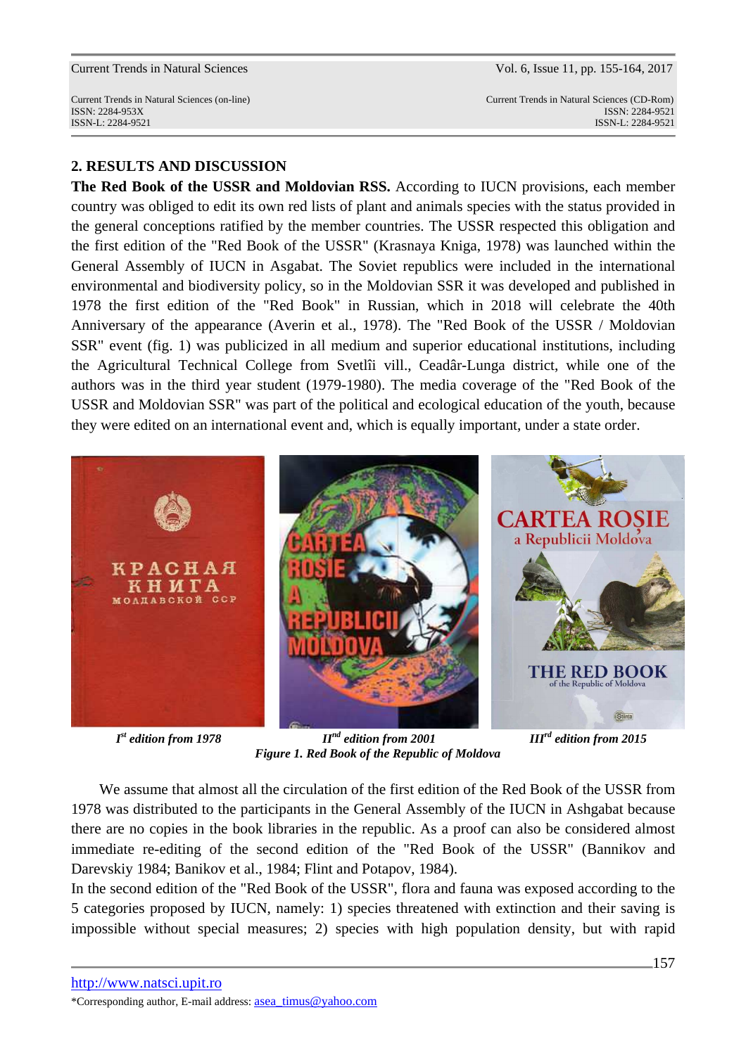## 2. RESULTS AND DISCUSSION

**The Red Book of the USSR and Moldovian RSS.** According to IUCN provisions, each member country was obliged to edit its own red lists of plant and animals species with the status provided in the general conceptions ratified by the member countries. The USSR respected this obligation and the first edition of the "Red Book of the USSR" (Krasnaya Kniga, 1978) was launched within the General Assembly of IUCN in Asgabat. The Soviet republics were included in the international environmental and biodiversity policy, so in the Moldovian SSR it was developed and published in 1978 the first edition of the "Red Book" in Russian, which in 2018 will celebrate the 40th Anniversary of the appearance (Averin et al., 1978). The "Red Book of the USSR / Moldovian SSR" event (fig. 1) was publicized in all medium and superior educational institutions, including the Agricultural Technical College from Svetlîi vill., Ceadâr-Lunga district, while one of the authors was in the third year student (1979-1980). The media coverage of the "Red Book of the USSR and Moldovian SSR" was part of the political and ecological education of the youth, because they were edited on an international event and, which is equally important, under a state order.

*I[st] edition from 1978* *II[nd] edition from 2001* *III[rd] edition from 2015*

*Figure 1. Red Book of the Republic of Moldova*

We assume that almost all the circulation of the first edition of the Red Book of the USSR from 1978 was distributed to the participants in the General Assembly of the IUCN in Ashgabat because there are no copies in the book libraries in the republic. As a proof can also be considered almost immediate re-editing of the second edition of the "Red Book of the USSR" (Bannikov and Darevskiy 1984; Banikov et al., 1984; Flint and Potapov, 1984).

In the second edition of the "Red Book of the USSR", flora and fauna was exposed according to the 5 categories proposed by IUCN, namely: 1) species threatened with extinction and their saving is impossible without special measures; 2) species with high population density, but with rapid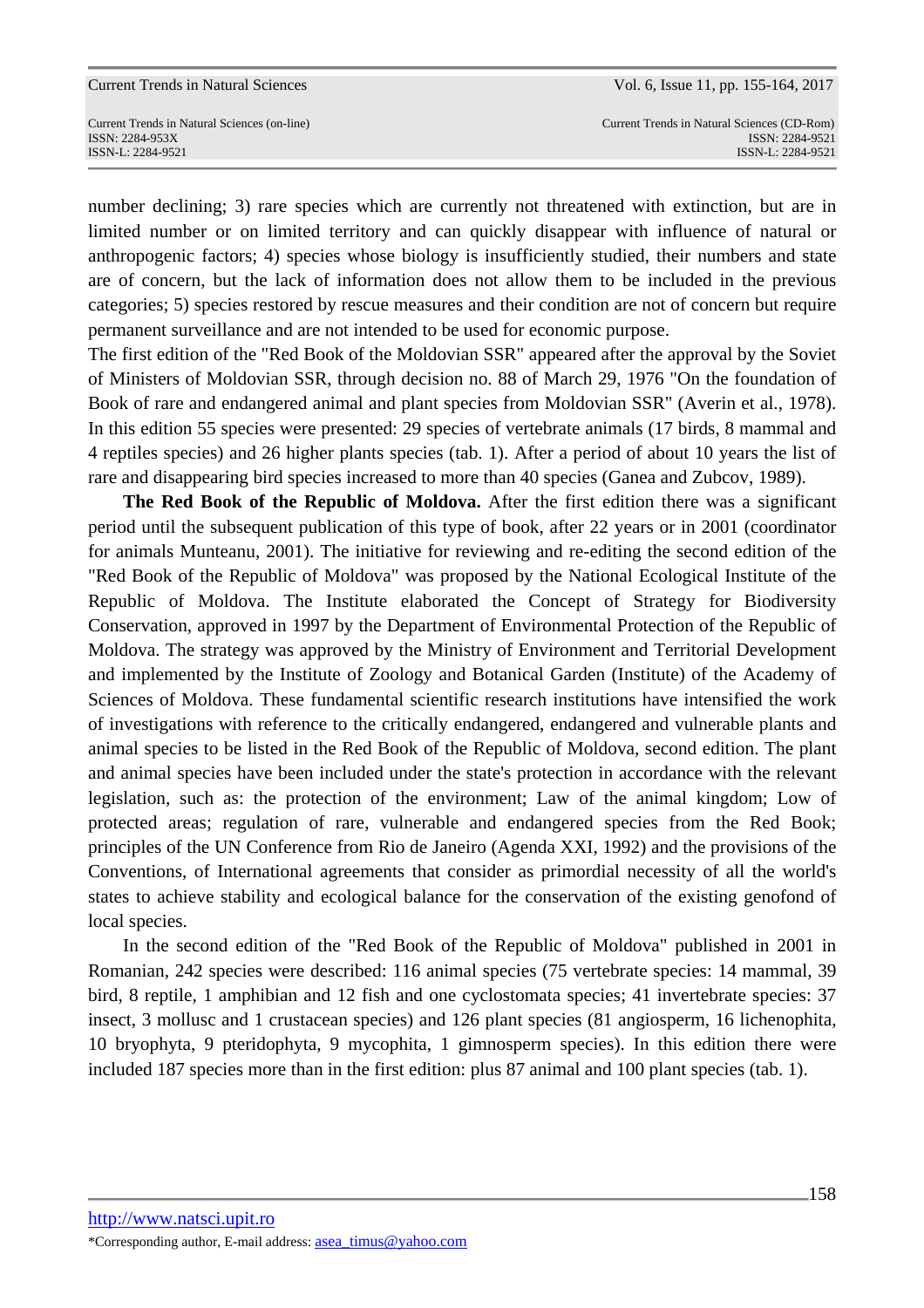number declining; 3) rare species which are currently not threatened with extinction, but are in limited number or on limited territory and can quickly disappear with influence of natural or anthropogenic factors; 4) species whose biology is insufficiently studied, their numbers and state are of concern, but the lack of information does not allow them to be included in the previous categories; 5) species restored by rescue measures and their condition are not of concern but require permanent surveillance and are not intended to be used for economic purpose.

The first edition of the "Red Book of the Moldovian SSR" appeared after the approval by the Soviet of Ministers of Moldovian SSR, through decision no. 88 of March 29, 1976 "On the foundation of Book of rare and endangered animal and plant species from Moldovian SSR" (Averin et al., 1978). In this edition 55 species were presented: 29 species of vertebrate animals (17 birds, 8 mammal and 4 reptiles species) and 26 higher plants species (tab. 1). After a period of about 10 years the list of rare and disappearing bird species increased to more than 40 species (Ganea and Zubcov, 1989).

**The Red Book of the Republic of Moldova.** After the first edition there was a significant period until the subsequent publication of this type of book, after 22 years or in 2001 (coordinator for animals Munteanu, 2001). The initiative for reviewing and re-editing the second edition of the "Red Book of the Republic of Moldova" was proposed by the National Ecological Institute of the Republic of Moldova. The Institute elaborated the Concept of Strategy for Biodiversity Conservation, approved in 1997 by the Department of Environmental Protection of the Republic of Moldova. The strategy was approved by the Ministry of Environment and Territorial Development and implemented by the Institute of Zoology and Botanical Garden (Institute) of the Academy of Sciences of Moldova. These fundamental scientific research institutions have intensified the work of investigations with reference to the critically endangered, endangered and vulnerable plants and animal species to be listed in the Red Book of the Republic of Moldova, second edition. The plant and animal species have been included under the state's protection in accordance with the relevant legislation, such as: the protection of the environment; Law of the animal kingdom; Low of protected areas; regulation of rare, vulnerable and endangered species from the Red Book; principles of the UN Conference from Rio de Janeiro (Agenda XXI, 1992) and the provisions of the Conventions, of International agreements that consider as primordial necessity of all the world's states to achieve stability and ecological balance for the conservation of the existing genofond of local species.

In the second edition of the "Red Book of the Republic of Moldova" published in 2001 in Romanian, 242 species were described: 116 animal species (75 vertebrate species: 14 mammal, 39 bird, 8 reptile, 1 amphibian and 12 fish and one cyclostomata species; 41 invertebrate species: 37 insect, 3 mollusc and 1 crustacean species) and 126 plant species (81 angiosperm, 16 lichenophita, 10 bryophyta, 9 pteridophyta, 9 mycophita, 1 gimnosperm species). In this edition there were included 187 species more than in the first edition: plus 87 animal and 100 plant species (tab. 1).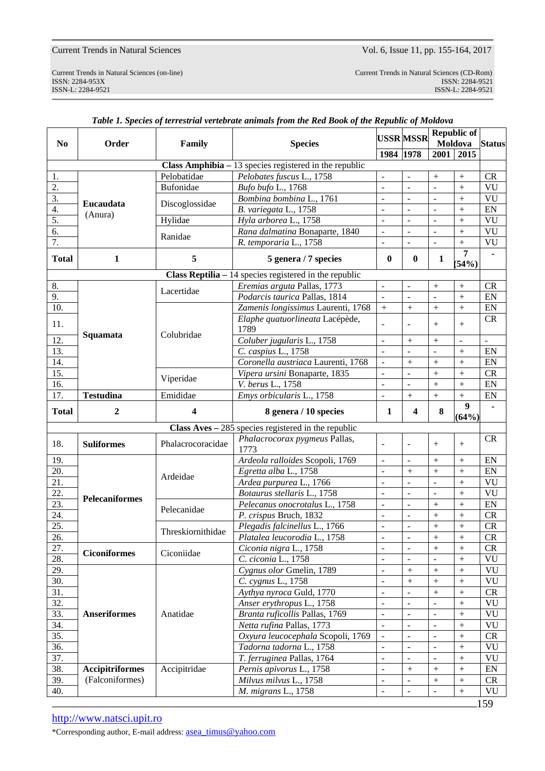*Table 1. Species of terrestrial vertebrate animals from the Red Book of the Republic of Moldova*

| No | Order | Family | Species | USSR | MSSR | Republic of Moldova | | Status |
|---|---|---|---|---|---|---|---|---|
| | | | | 1984 | 1978 | 2001 | 2015 | |
| **Class Amphibia** – 13 species registered in the republic | | | | | | | | |
| 1. | **Eucaudata** (Anura) | Pelobatidae | *Pelobates fuscus* L., 1758 | - | - | + | + | CR |
| 2. | | Bufonidae | *Bufo bufo* L., 1768 | - | - | - | + | VU |
| 3. | | Discoglossidae | *Bombina bombina* L., 1761 | - | - | - | + | VU |
| 4. | | | *B. variegata* L., 1758 | - | - | - | + | EN |
| 5. | | Hylidae | *Hyla arborea* L., 1758 | - | - | - | + | VU |
| 6. | | Ranidae | *Rana dalmatina* Bonaparte, 1840 | - | - | - | + | VU |
| 7. | | | *R. temporaria* L., 1758 | - | - | - | + | VU |
| **Total** | **1** | **5** | **5 genera / 7 species** | **0** | **0** | **1** | **7 (54%)** | **-** |
| **Class Reptilia** – 14 species registered in the republic | | | | | | | | |
| 8. | **Squamata** | Lacertidae | *Eremias arguta* Pallas, 1773 | - | - | + | + | CR |
| 9. | | | *Podarcis taurica* Pallas, 1814 | - | - | - | + | EN |
| 10. | | Colubridae | *Zamenis longissimus* Laurenti, 1768 | + | + | + | + | EN |
| 11. | | | *Elaphe quatuorlineata* Lacépède, 1789 | - | - | + | + | CR |
| 12. | | | *Coluber jugularis* L., 1758 | - | + | + | - | - |
| 13. | | | *C. caspius* L., 1758 | - | - | - | + | EN |
| 14. | | | *Coronella austriaca* Laurenti, 1768 | - | + | + | + | EN |
| 15. | | Viperidae | *Vipera ursini* Bonaparte, 1835 | - | - | + | + | CR |
| 16. | | | *V. berus* L., 1758 | - | - | + | + | EN |
| 17. | **Testudina** | Emididae | *Emys orbicularis* L., 1758 | - | + | + | + | EN |
| **Total** | **2** | **4** | **8 genera / 10 species** | **1** | **4** | **8** | **9 (64%)** | **-** |
| **Class Aves** – 285 species registered in the republic | | | | | | | | |
| 18. | **Suliformes** | Phalacrocoracidae | *Phalacrocorax pygmeus* Pallas, 1773 | - | - | + | + | CR |
| 19. | **Pelecaniformes** | Ardeidae | *Ardeola ralloides* Scopoli, 1769 | - | - | + | + | EN |
| 20. | | | *Egretta alba* L., 1758 | - | + | + | + | EN |
| 21. | | | *Ardea purpurea* L., 1766 | - | - | - | + | VU |
| 22. | | | *Botaurus stellaris* L., 1758 | - | - | - | + | VU |
| 23. | | Pelecanidae | *Pelecanus onocrotalus* L., 1758 | - | - | + | + | EN |
| 24. | | | *P. crispus* Bruch, 1832 | - | - | + | + | CR |
| 25. | | Threskiornithidae | *Plegadis falcinellus* L., 1766 | - | - | + | + | CR |
| 26. | | | *Platalea leucorodia* L., 1758 | - | - | + | + | CR |
| 27. | **Ciconiformes** | Ciconiidae | *Ciconia nigra* L., 1758 | - | - | + | + | CR |
| 28. | | | *C. ciconia* L., 1758 | - | - | - | + | VU |
| 29. | **Anseriformes** | Anatidae | *Cygnus olor* Gmelin, 1789 | - | + | + | + | VU |
| 30. | | | *C. cygnus* L., 1758 | - | + | + | + | VU |
| 31. | | | *Aythya nyroca* Guld, 1770 | - | - | + | + | CR |
| 32. | | | *Anser erythropus* L., 1758 | - | - | - | + | VU |
| 33. | | | *Branta ruficollis* Pallas, 1769 | - | - | - | + | VU |
| 34. | | | *Netta rufina* Pallas, 1773 | - | - | - | + | VU |
| 35. | | | *Oxyura leucocephala* Scopoli, 1769 | - | - | - | + | CR |
| 36. | | | *Tadorna tadorna* L., 1758 | - | - | - | + | VU |
| 37. | | | *T. ferruginea* Pallas, 1764 | - | - | - | + | VU |
| 38. | **Accipitriformes** (Falconiformes) | Accipitridae | *Pernis apivorus* L., 1758 | - | + | + | + | EN |
| 39. | | | *Milvus milvus* L., 1758 | - | - | + | + | CR |
| 40. | | | *M. migrans* L., 1758 | - | - | - | + | VU |

http://www.natsci.upit.ro

*Corresponding author, E-mail address: asea_timus@yahoo.com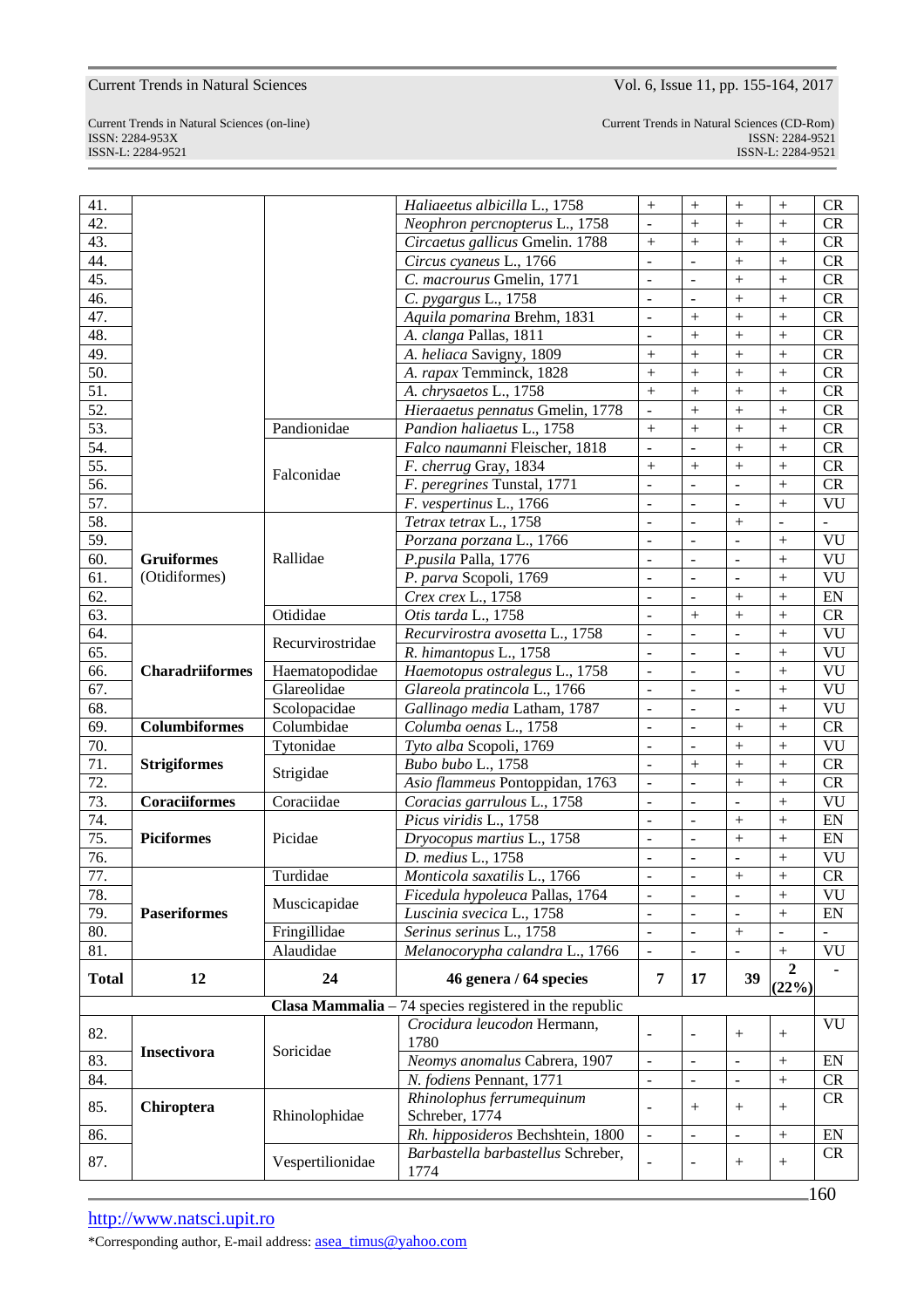| | | | | | | | | |
|---|---|---|---|---|---|---|---|---|
| 41. | | | *Haliaeetus albicilla* L., 1758 | + | + | + | + | CR |
| 42. | | | *Neophron percnopterus* L., 1758 | - | + | + | + | CR |
| 43. | | | *Circaetus gallicus* Gmelin. 1788 | + | + | + | + | CR |
| 44. | | | *Circus cyaneus* L., 1766 | - | - | + | + | CR |
| 45. | | | *C. macrourus* Gmelin, 1771 | - | - | + | + | CR |
| 46. | | | *C. pygargus* L., 1758 | - | - | + | + | CR |
| 47. | | | *Aquila pomarina* Brehm, 1831 | - | + | + | + | CR |
| 48. | | | *A. clanga* Pallas, 1811 | - | + | + | + | CR |
| 49. | | | *A. heliaca* Savigny, 1809 | + | + | + | + | CR |
| 50. | | | *A. rapax* Temminck, 1828 | + | + | + | + | CR |
| 51. | | | *A. chrysaetos* L., 1758 | + | + | + | + | CR |
| 52. | | | *Hieraaetus pennatus* Gmelin, 1778 | - | + | + | + | CR |
| 53. | | Pandionidae | *Pandion haliaetus* L., 1758 | + | + | + | + | CR |
| 54. | | Falconidae | *Falco naumanni* Fleischer, 1818 | - | - | + | + | CR |
| 55. | | | *F. cherrug* Gray, 1834 | + | + | + | + | CR |
| 56. | | | *F. peregrines* Tunstal, 1771 | - | - | - | + | CR |
| 57. | | | *F. vespertinus* L., 1766 | - | - | - | + | VU |
| 58. | **Gruiformes** (Otidiformes) | Rallidae | *Tetrax tetrax* L., 1758 | - | - | + | - | - |
| 59. | | | *Porzana porzana* L., 1766 | - | - | - | + | VU |
| 60. | | | *P.pusila* Palla, 1776 | - | - | - | + | VU |
| 61. | | | *P. parva* Scopoli, 1769 | - | - | - | + | VU |
| 62. | | | *Crex crex* L., 1758 | - | - | + | + | EN |
| 63. | | Otididae | *Otis tarda* L., 1758 | - | + | + | + | CR |
| 64. | **Charadriiformes** | Recurvirostridae | *Recurvirostra avosetta* L., 1758 | - | - | - | + | VU |
| 65. | | | *R. himantopus* L., 1758 | - | - | - | + | VU |
| 66. | | Haematopodidae | *Haemotopus ostralegus* L., 1758 | - | - | - | + | VU |
| 67. | | Glareolidae | *Glareola pratincola* L., 1766 | - | - | - | + | VU |
| 68. | | Scolopacidae | *Gallinago media* Latham, 1787 | - | - | - | + | VU |
| 69. | **Columbiformes** | Columbidae | *Columba oenas* L., 1758 | - | - | + | + | CR |
| 70. | **Strigiformes** | Tytonidae | *Tyto alba* Scopoli, 1769 | - | - | + | + | VU |
| 71. | | Strigidae | *Bubo bubo* L., 1758 | - | + | + | + | CR |
| 72. | | | *Asio flammeus* Pontoppidan, 1763 | - | - | + | + | CR |
| 73. | **Coraciiformes** | Coraciidae | *Coracias garrulous* L., 1758 | - | - | - | + | VU |
| 74. | **Piciformes** | Picidae | *Picus viridis* L., 1758 | - | - | + | + | EN |
| 75. | | | *Dryocopus martius* L., 1758 | - | - | + | + | EN |
| 76. | | | *D. medius* L., 1758 | - | - | - | + | VU |
| 77. | **Paseriformes** | Turdidae | *Monticola saxatilis* L., 1766 | - | - | + | + | CR |
| 78. | | Muscicapidae | *Ficedula hypoleuca* Pallas, 1764 | - | - | - | + | VU |
| 79. | | | *Luscinia svecica* L., 1758 | - | - | - | + | EN |
| 80. | | Fringillidae | *Serinus serinus* L., 1758 | - | - | + | - | - |
| 81. | | Alaudidae | *Melanocorypha calandra* L., 1766 | - | - | - | + | VU |
| **Total** | **12** | **24** | **46 genera / 64 species** | **7** | **17** | **39** | **2 (22%)** | - |
| | | | **Clasa Mammalia** – 74 species registered in the republic | | | | | |
| 82. | **Insectivora** | Soricidae | *Crocidura leucodon* Hermann, 1780 | - | - | + | + | VU |
| 83. | | | *Neomys anomalus* Cabrera, 1907 | - | - | - | + | EN |
| 84. | | | *N. fodiens* Pennant, 1771 | - | - | - | + | CR |
| 85. | **Chiroptera** | Rhinolophidae | *Rhinolophus ferrumequinum* Schreber, 1774 | - | + | + | + | CR |
| 86. | | | *Rh. hipposideros* Bechshtein, 1800 | - | - | - | + | EN |
| 87. | | Vespertilionidae | *Barbastella barbastellus* Schreber, 1774 | - | - | + | + | CR |

http://www.natsci.upit.ro

*Corresponding author, E-mail address: asea_timus@yahoo.com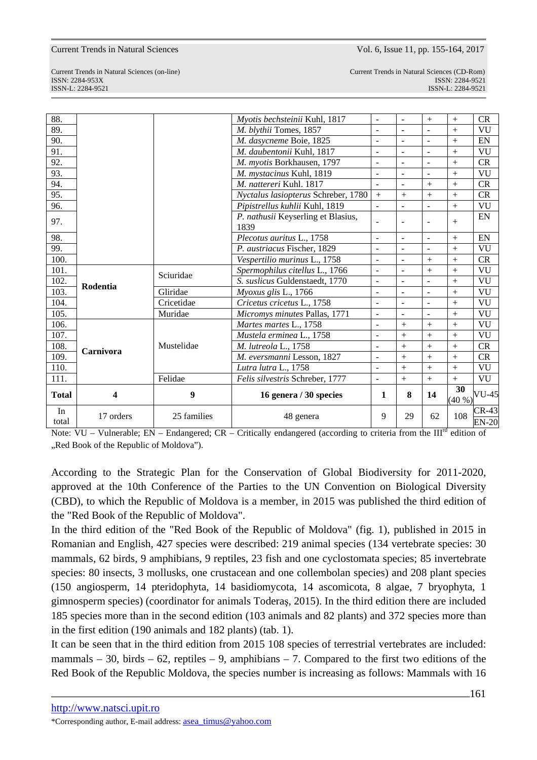| 88. | | | *Myotis bechsteinii* Kuhl, 1817 | - | - | + | + | CR |
|---|---|---|---|---|---|---|---|---|
| 89. | | | *M. blythii* Tomes, 1857 | - | - | - | + | VU |
| 90. | | | *M. dasycneme* Boie, 1825 | - | - | - | + | EN |
| 91. | | | *M. daubentonii* Kuhl, 1817 | - | - | - | + | VU |
| 92. | | | *M. myotis* Borkhausen, 1797 | - | - | - | + | CR |
| 93. | | | *M. mystacinus* Kuhl, 1819 | - | - | - | + | VU |
| 94. | | | *M. nattereri* Kuhl. 1817 | - | - | + | + | CR |
| 95. | | | *Nyctalus lasiopterus* Schreber, 1780 | + | + | + | + | CR |
| 96. | | | *Pipistrellus kuhlii* Kuhl, 1819 | - | - | - | + | VU |
| 97. | | | *P. nathusii* Keyserling et Blasius, 1839 | - | - | - | + | EN |
| 98. | | | *Plecotus auritus* L., 1758 | - | - | - | + | EN |
| 99. | | | *P. austriacus* Fischer, 1829 | - | - | - | + | VU |
| 100. | | | *Vespertilio murinus* L., 1758 | - | - | + | + | CR |
| 101. | **Rodentia** | Sciuridae | *Spermophilus citellus* L., 1766 | - | - | + | + | VU |
| 102. | | | *S. suslicus* Guldenstaedt, 1770 | - | - | - | + | VU |
| 103. | | Gliridae | *Myoxus glis* L., 1766 | - | - | - | + | VU |
| 104. | | Cricetidae | *Cricetus cricetus* L., 1758 | - | - | - | + | VU |
| 105. | | Muridae | *Micromys minutes* Pallas, 1771 | - | - | - | + | VU |
| 106. | **Carnivora** | Mustelidae | *Martes martes* L., 1758 | - | + | + | + | VU |
| 107. | | | *Mustela erminea* L., 1758 | - | + | + | + | VU |
| 108. | | | *M. lutreola* L., 1758 | - | + | + | + | CR |
| 109. | | | *M. eversmanni* Lesson, 1827 | - | + | + | + | CR |
| 110. | | | *Lutra lutra* L., 1758 | - | + | + | + | VU |
| 111. | | Felidae | *Felis silvestris* Schreber, 1777 | - | + | + | + | VU |
| **Total** | **4** | **9** | **16 genera / 30 species** | **1** | **8** | **14** | **30** (40 %) | VU-45 |
| In total | 17 orders | 25 families | 48 genera | 9 | 29 | 62 | 108 | CR-43 EN-20 |

Note: VU – Vulnerable; EN – Endangered; CR – Critically endangered (according to criteria from the III[rd] edition of „Red Book of the Republic of Moldova").

According to the Strategic Plan for the Conservation of Global Biodiversity for 2011-2020, approved at the 10th Conference of the Parties to the UN Convention on Biological Diversity (CBD), to which the Republic of Moldova is a member, in 2015 was published the third edition of the "Red Book of the Republic of Moldova".

In the third edition of the "Red Book of the Republic of Moldova" (fig. 1), published in 2015 in Romanian and English, 427 species were described: 219 animal species (134 vertebrate species: 30 mammals, 62 birds, 9 amphibians, 9 reptiles, 23 fish and one cyclostomata species; 85 invertebrate species: 80 insects, 3 mollusks, one crustacean and one collembolan species) and 208 plant species (150 angiosperm, 14 pteridophyta, 14 basidiomycota, 14 ascomicota, 8 algae, 7 bryophyta, 1 gimnosperm species) (coordinator for animals Toderaş, 2015). In the third edition there are included 185 species more than in the second edition (103 animals and 82 plants) and 372 species more than in the first edition (190 animals and 182 plants) (tab. 1).

It can be seen that in the third edition from 2015 108 species of terrestrial vertebrates are included: mammals – 30, birds – 62, reptiles – 9, amphibians – 7. Compared to the first two editions of the Red Book of the Republic Moldova, the species number is increasing as follows: Mammals with 16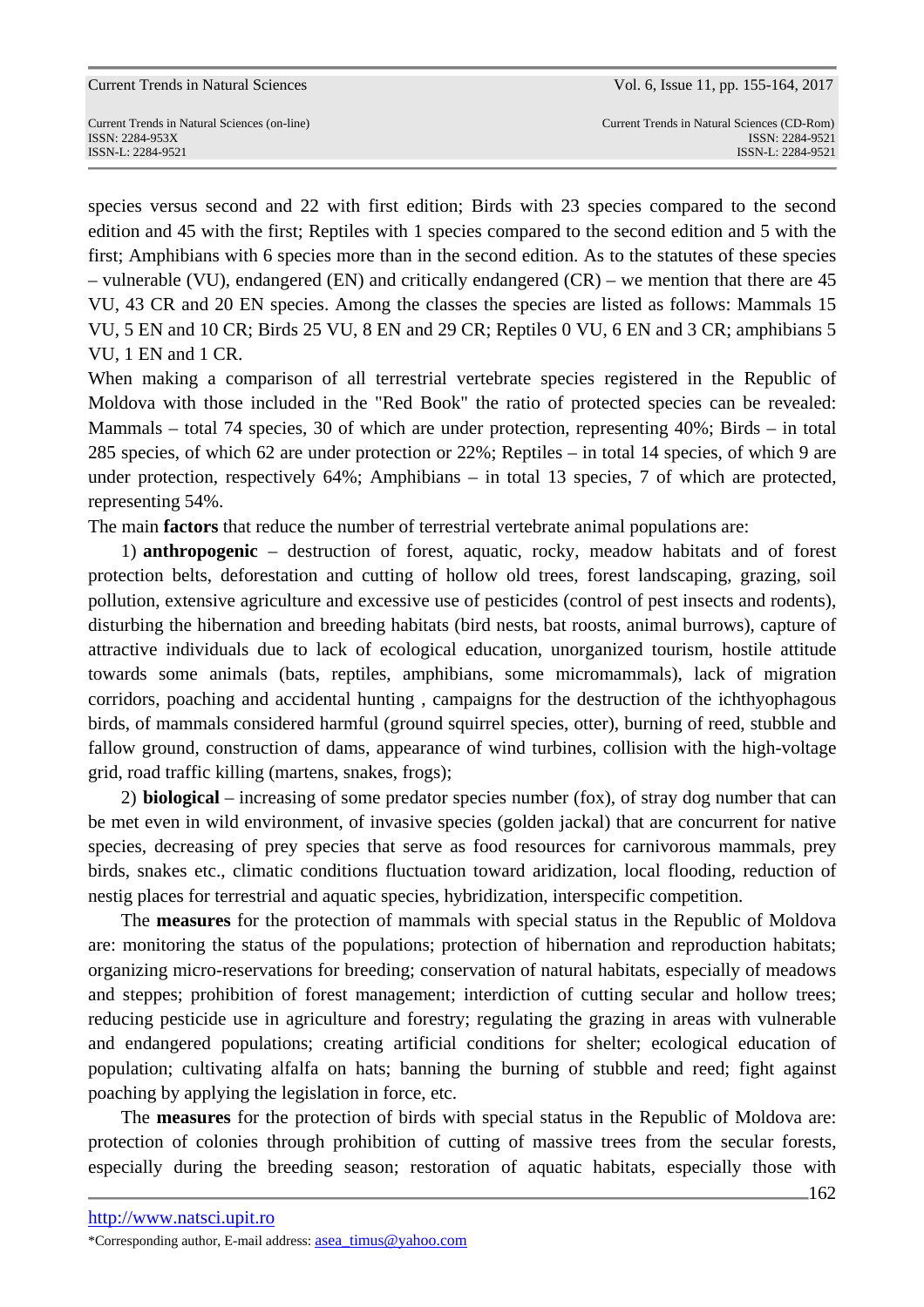species versus second and 22 with first edition; Birds with 23 species compared to the second edition and 45 with the first; Reptiles with 1 species compared to the second edition and 5 with the first; Amphibians with 6 species more than in the second edition. As to the statutes of these species – vulnerable (VU), endangered (EN) and critically endangered (CR) – we mention that there are 45 VU, 43 CR and 20 EN species. Among the classes the species are listed as follows: Mammals 15 VU, 5 EN and 10 CR; Birds 25 VU, 8 EN and 29 CR; Reptiles 0 VU, 6 EN and 3 CR; amphibians 5 VU, 1 EN and 1 CR.

When making a comparison of all terrestrial vertebrate species registered in the Republic of Moldova with those included in the "Red Book" the ratio of protected species can be revealed: Mammals – total 74 species, 30 of which are under protection, representing 40%; Birds – in total 285 species, of which 62 are under protection or 22%; Reptiles – in total 14 species, of which 9 are under protection, respectively 64%; Amphibians – in total 13 species, 7 of which are protected, representing 54%.

The main **factors** that reduce the number of terrestrial vertebrate animal populations are:

1) **anthropogenic** – destruction of forest, aquatic, rocky, meadow habitats and of forest protection belts, deforestation and cutting of hollow old trees, forest landscaping, grazing, soil pollution, extensive agriculture and excessive use of pesticides (control of pest insects and rodents), disturbing the hibernation and breeding habitats (bird nests, bat roosts, animal burrows), capture of attractive individuals due to lack of ecological education, unorganized tourism, hostile attitude towards some animals (bats, reptiles, amphibians, some micromammals), lack of migration corridors, poaching and accidental hunting , campaigns for the destruction of the ichthyophagous birds, of mammals considered harmful (ground squirrel species, otter), burning of reed, stubble and fallow ground, construction of dams, appearance of wind turbines, collision with the high-voltage grid, road traffic killing (martens, snakes, frogs);

2) **biological** – increasing of some predator species number (fox), of stray dog number that can be met even in wild environment, of invasive species (golden jackal) that are concurrent for native species, decreasing of prey species that serve as food resources for carnivorous mammals, prey birds, snakes etc., climatic conditions fluctuation toward aridization, local flooding, reduction of nestig places for terrestrial and aquatic species, hybridization, interspecific competition.

The **measures** for the protection of mammals with special status in the Republic of Moldova are: monitoring the status of the populations; protection of hibernation and reproduction habitats; organizing micro-reservations for breeding; conservation of natural habitats, especially of meadows and steppes; prohibition of forest management; interdiction of cutting secular and hollow trees; reducing pesticide use in agriculture and forestry; regulating the grazing in areas with vulnerable and endangered populations; creating artificial conditions for shelter; ecological education of population; cultivating alfalfa on hats; banning the burning of stubble and reed; fight against poaching by applying the legislation in force, etc.

The **measures** for the protection of birds with special status in the Republic of Moldova are: protection of colonies through prohibition of cutting of massive trees from the secular forests, especially during the breeding season; restoration of aquatic habitats, especially those with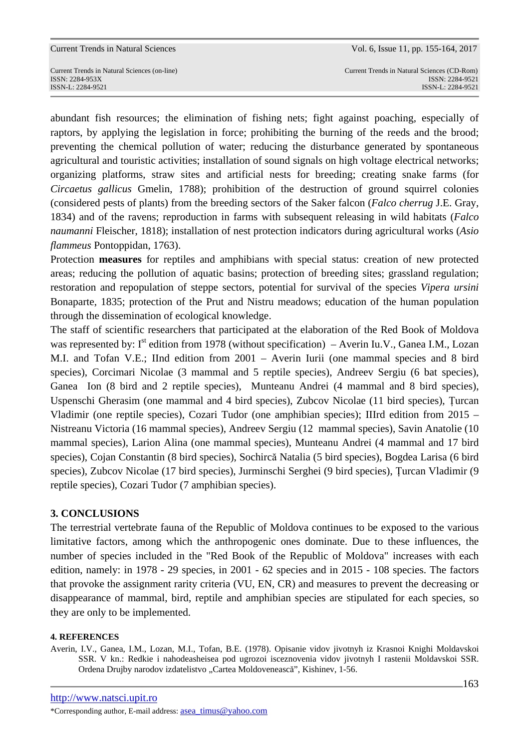abundant fish resources; the elimination of fishing nets; fight against poaching, especially of raptors, by applying the legislation in force; prohibiting the burning of the reeds and the brood; preventing the chemical pollution of water; reducing the disturbance generated by spontaneous agricultural and touristic activities; installation of sound signals on high voltage electrical networks; organizing platforms, straw sites and artificial nests for breeding; creating snake farms (for *Circaetus gallicus* Gmelin, 1788); prohibition of the destruction of ground squirrel colonies (considered pests of plants) from the breeding sectors of the Saker falcon (*Falco cherrug* J.E. Gray, 1834) and of the ravens; reproduction in farms with subsequent releasing in wild habitats (*Falco naumanni* Fleischer, 1818); installation of nest protection indicators during agricultural works (*Asio flammeus* Pontoppidan, 1763).

Protection **measures** for reptiles and amphibians with special status: creation of new protected areas; reducing the pollution of aquatic basins; protection of breeding sites; grassland regulation; restoration and repopulation of steppe sectors, potential for survival of the species *Vipera ursini* Bonaparte, 1835; protection of the Prut and Nistru meadows; education of the human population through the dissemination of ecological knowledge.

The staff of scientific researchers that participated at the elaboration of the Red Book of Moldova was represented by: I$^{st}$ edition from 1978 (without specification) – Averin Iu.V., Ganea I.M., Lozan M.I. and Tofan V.E.; IInd edition from 2001 – Averin Iurii (one mammal species and 8 bird species), Corcimari Nicolae (3 mammal and 5 reptile species), Andreev Sergiu (6 bat species), Ganea Ion (8 bird and 2 reptile species), Munteanu Andrei (4 mammal and 8 bird species), Uspenschi Gherasim (one mammal and 4 bird species), Zubcov Nicolae (11 bird species), Țurcan Vladimir (one reptile species), Cozari Tudor (one amphibian species); IIIrd edition from 2015 – Nistreanu Victoria (16 mammal species), Andreev Sergiu (12 mammal species), Savin Anatolie (10 mammal species), Larion Alina (one mammal species), Munteanu Andrei (4 mammal and 17 bird species), Cojan Constantin (8 bird species), Sochircă Natalia (5 bird species), Bogdea Larisa (6 bird species), Zubcov Nicolae (17 bird species), Jurminschi Serghei (9 bird species), Țurcan Vladimir (9 reptile species), Cozari Tudor (7 amphibian species).

## 3. CONCLUSIONS

The terrestrial vertebrate fauna of the Republic of Moldova continues to be exposed to the various limitative factors, among which the anthropogenic ones dominate. Due to these influences, the number of species included in the "Red Book of the Republic of Moldova" increases with each edition, namely: in 1978 - 29 species, in 2001 - 62 species and in 2015 - 108 species. The factors that provoke the assignment rarity criteria (VU, EN, CR) and measures to prevent the decreasing or disappearance of mammal, bird, reptile and amphibian species are stipulated for each species, so they are only to be implemented.

## 4. REFERENCES

Averin, I.V., Ganea, I.M., Lozan, M.I., Tofan, B.E. (1978). Opisanie vidov jivotnyh iz Krasnoi Knighi Moldavskoi SSR. V kn.: Redkie i nahodeasheisea pod ugrozoi isceznovenia vidov jivotnyh I rastenii Moldavskoi SSR. Ordena Drujby narodov izdatelistvo „Cartea Moldovenească", Kishinev, 1-56.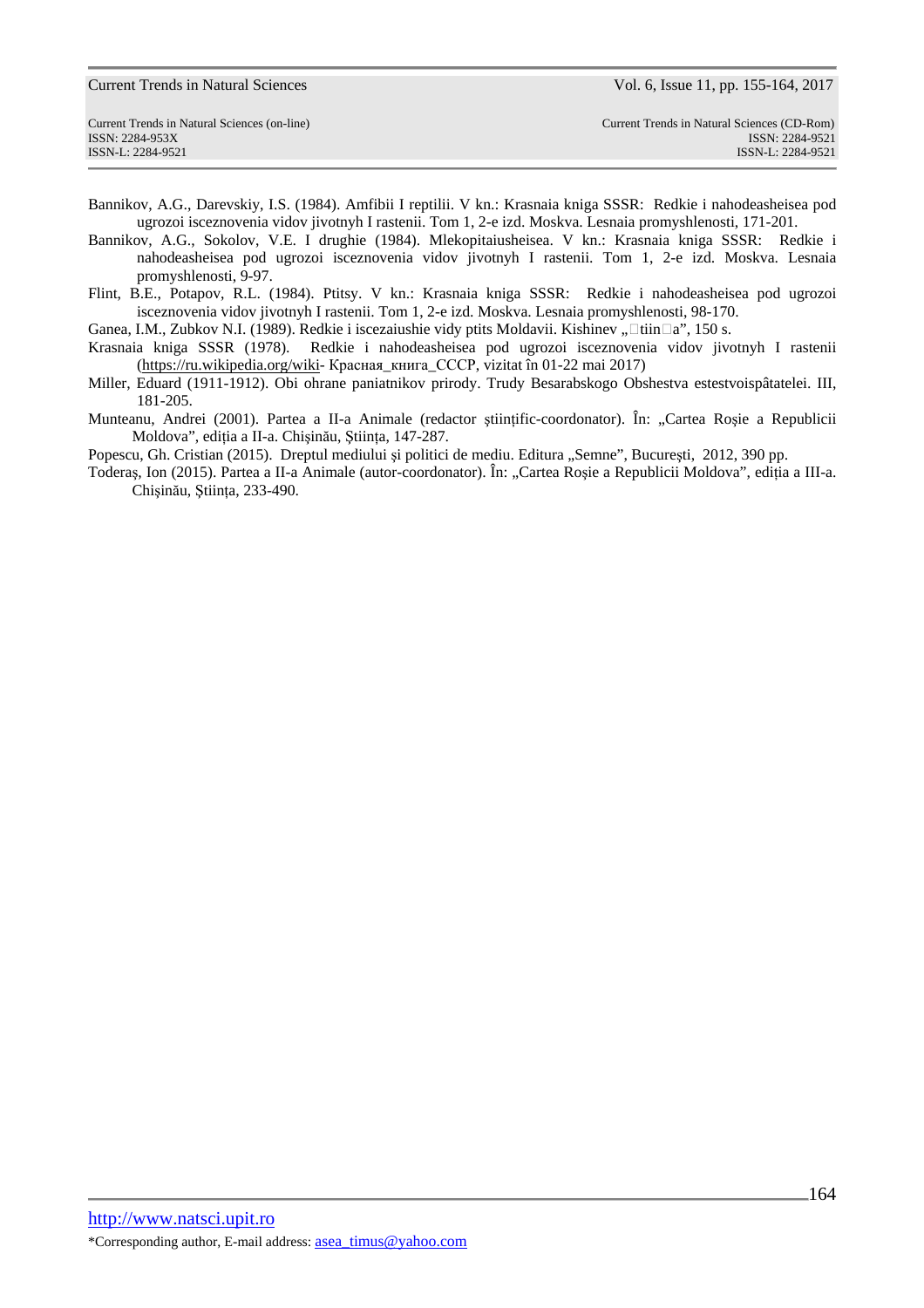Bannikov, A.G., Darevskiy, I.S. (1984). Amfibii I reptilii. V kn.: Krasnaia kniga SSSR: Redkie i nahodeasheisea pod ugrozoi isceznovenia vidov jivotnyh I rastenii. Tom 1, 2-e izd. Moskva. Lesnaia promyshlenosti, 171-201.

Bannikov, A.G., Sokolov, V.E. I drughie (1984). Mlekopitaiusheisea. V kn.: Krasnaia kniga SSSR: Redkie i nahodeasheisea pod ugrozoi isceznovenia vidov jivotnyh I rastenii. Tom 1, 2-e izd. Moskva. Lesnaia promyshlenosti, 9-97.

Flint, B.E., Potapov, R.L. (1984). Ptitsy. V kn.: Krasnaia kniga SSSR: Redkie i nahodeasheisea pod ugrozoi isceznovenia vidov jivotnyh I rastenii. Tom 1, 2-e izd. Moskva. Lesnaia promyshlenosti, 98-170.

Ganea, I.M., Zubkov N.I. (1989). Redkie i iscezaiushie vidy ptits Moldavii. Kishinev „□tiin□a", 150 s.

Krasnaia kniga SSSR (1978). Redkie i nahodeasheisea pod ugrozoi isceznovenia vidov jivotnyh I rastenii (https://ru.wikipedia.org/wiki- Красная_книга_СССР, vizitat în 01-22 mai 2017)

Miller, Eduard (1911-1912). Obi ohrane paniatnikov prirody. Trudy Besarabskogo Obshestva estestvoispâtatelei. III, 181-205.

Munteanu, Andrei (2001). Partea a II-a Animale (redactor științific-coordonator). În: „Cartea Roșie a Republicii Moldova", ediția a II-a. Chișinău, Știința, 147-287.

Popescu, Gh. Cristian (2015). Dreptul mediului și politici de mediu. Editura „Semne", București, 2012, 390 pp.

Toderaș, Ion (2015). Partea a II-a Animale (autor-coordonator). În: „Cartea Roșie a Republicii Moldova", ediția a III-a. Chișinău, Știința, 233-490.